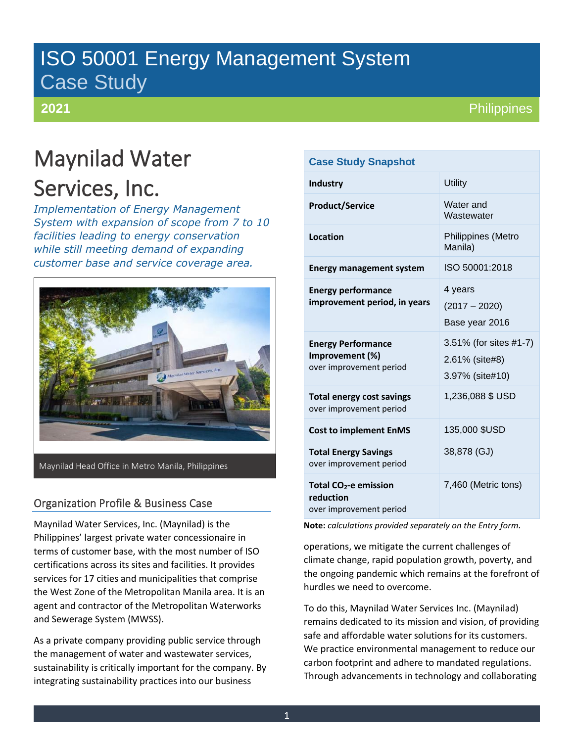# ISO 50001 Energy Management System
## Case Study

**2021** Philippines

# Maynilad Water Services, Inc.

*Implementation of Energy Management System with expansion of scope from 7 to 10 facilities leading to energy conservation while still meeting demand of expanding customer base and service coverage area.*

Maynilad Head Office in Metro Manila, Philippines

| Case Study Snapshot | |
|---|---|
| **Industry** | Utility |
| **Product/Service** | Water and Wastewater |
| **Location** | Philippines (Metro Manila) |
| **Energy management system** | ISO 50001:2018 |
| **Energy performance improvement period, in years** | 4 years<br>(2017 – 2020)<br>Base year 2016 |
| **Energy Performance Improvement (%)** over improvement period | 3.51% (for sites #1-7)<br>2.61% (site#8)<br>3.97% (site#10) |
| **Total energy cost savings** over improvement period | 1,236,088 $ USD |
| **Cost to implement EnMS** | 135,000 $USD |
| **Total Energy Savings** over improvement period | 38,878 (GJ) |
| **Total $CO_2$-e emission reduction** over improvement period | 7,460 (Metric tons) |

**Note:** *calculations provided separately on the Entry form.*

## Organization Profile & Business Case

Maynilad Water Services, Inc. (Maynilad) is the Philippines' largest private water concessionaire in terms of customer base, with the most number of ISO certifications across its sites and facilities. It provides services for 17 cities and municipalities that comprise the West Zone of the Metropolitan Manila area. It is an agent and contractor of the Metropolitan Waterworks and Sewerage System (MWSS).

As a private company providing public service through the management of water and wastewater services, sustainability is critically important for the company. By integrating sustainability practices into our business operations, we mitigate the current challenges of climate change, rapid population growth, poverty, and the ongoing pandemic which remains at the forefront of hurdles we need to overcome.

To do this, Maynilad Water Services Inc. (Maynilad) remains dedicated to its mission and vision, of providing safe and affordable water solutions for its customers. We practice environmental management to reduce our carbon footprint and adhere to mandated regulations. Through advancements in technology and collaborating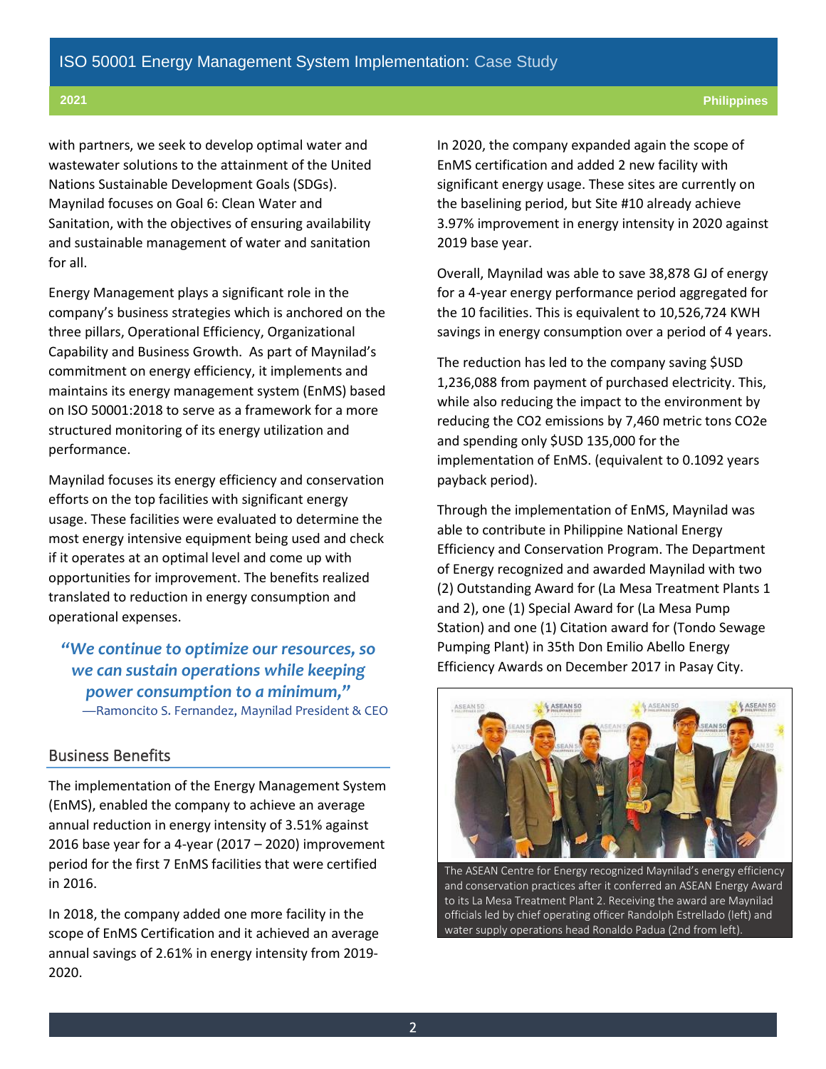with partners, we seek to develop optimal water and wastewater solutions to the attainment of the United Nations Sustainable Development Goals (SDGs). Maynilad focuses on Goal 6: Clean Water and Sanitation, with the objectives of ensuring availability and sustainable management of water and sanitation for all.

Energy Management plays a significant role in the company's business strategies which is anchored on the three pillars, Operational Efficiency, Organizational Capability and Business Growth. As part of Maynilad's commitment on energy efficiency, it implements and maintains its energy management system (EnMS) based on ISO 50001:2018 to serve as a framework for a more structured monitoring of its energy utilization and performance.

Maynilad focuses its energy efficiency and conservation efforts on the top facilities with significant energy usage. These facilities were evaluated to determine the most energy intensive equipment being used and check if it operates at an optimal level and come up with opportunities for improvement. The benefits realized translated to reduction in energy consumption and operational expenses.

> ***"We continue to optimize our resources, so we can sustain operations while keeping power consumption to a minimum,"***
> —Ramoncito S. Fernandez, Maynilad President & CEO

## Business Benefits

The implementation of the Energy Management System (EnMS), enabled the company to achieve an average annual reduction in energy intensity of 3.51% against 2016 base year for a 4-year (2017 – 2020) improvement period for the first 7 EnMS facilities that were certified in 2016.

In 2018, the company added one more facility in the scope of EnMS Certification and it achieved an average annual savings of 2.61% in energy intensity from 2019-2020.

In 2020, the company expanded again the scope of EnMS certification and added 2 new facility with significant energy usage. These sites are currently on the baselining period, but Site #10 already achieve 3.97% improvement in energy intensity in 2020 against 2019 base year.

Overall, Maynilad was able to save 38,878 GJ of energy for a 4-year energy performance period aggregated for the 10 facilities. This is equivalent to 10,526,724 KWH savings in energy consumption over a period of 4 years.

The reduction has led to the company saving $USD 1,236,088 from payment of purchased electricity. This, while also reducing the impact to the environment by reducing the $CO_2$ emissions by 7,460 metric tons $CO_2e$ and spending only $USD 135,000 for the implementation of EnMS. (equivalent to 0.1092 years payback period).

Through the implementation of EnMS, Maynilad was able to contribute in Philippine National Energy Efficiency and Conservation Program. The Department of Energy recognized and awarded Maynilad with two (2) Outstanding Award for (La Mesa Treatment Plants 1 and 2), one (1) Special Award for (La Mesa Pump Station) and one (1) Citation award for (Tondo Sewage Pumping Plant) in 35th Don Emilio Abello Energy Efficiency Awards on December 2017 in Pasay City.

The ASEAN Centre for Energy recognized Maynilad's energy efficiency and conservation practices after it conferred an ASEAN Energy Award to its La Mesa Treatment Plant 2. Receiving the award are Maynilad officials led by chief operating officer Randolph Estrellado (left) and water supply operations head Ronaldo Padua (2nd from left).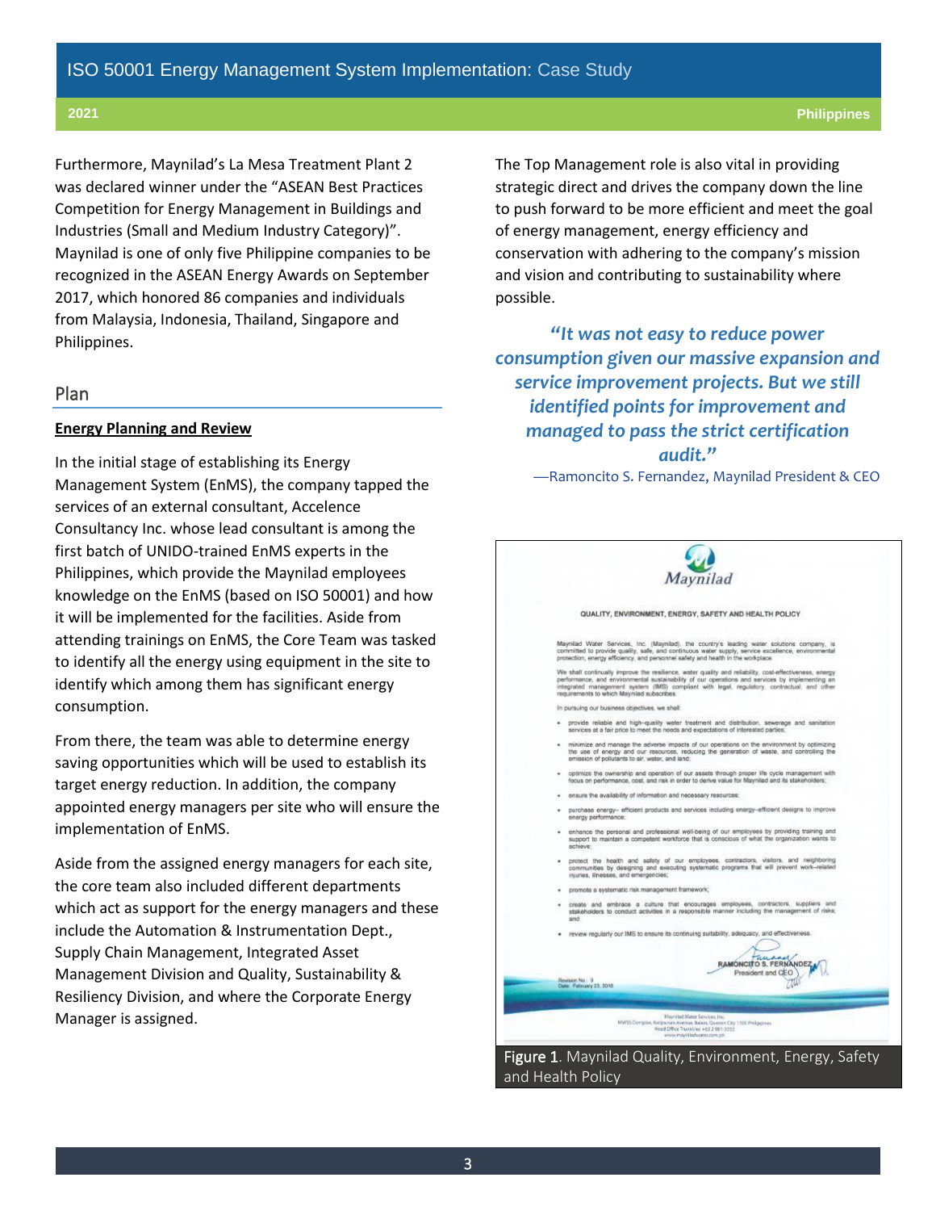Furthermore, Maynilad's La Mesa Treatment Plant 2 was declared winner under the "ASEAN Best Practices Competition for Energy Management in Buildings and Industries (Small and Medium Industry Category)". Maynilad is one of only five Philippine companies to be recognized in the ASEAN Energy Awards on September 2017, which honored 86 companies and individuals from Malaysia, Indonesia, Thailand, Singapore and Philippines.

## Plan

**Energy Planning and Review**

In the initial stage of establishing its Energy Management System (EnMS), the company tapped the services of an external consultant, Accelence Consultancy Inc. whose lead consultant is among the first batch of UNIDO-trained EnMS experts in the Philippines, which provide the Maynilad employees knowledge on the EnMS (based on ISO 50001) and how it will be implemented for the facilities. Aside from attending trainings on EnMS, the Core Team was tasked to identify all the energy using equipment in the site to identify which among them has significant energy consumption.

From there, the team was able to determine energy saving opportunities which will be used to establish its target energy reduction. In addition, the company appointed energy managers per site who will ensure the implementation of EnMS.

Aside from the assigned energy managers for each site, the core team also included different departments which act as support for the energy managers and these include the Automation & Instrumentation Dept., Supply Chain Management, Integrated Asset Management Division and Quality, Sustainability & Resiliency Division, and where the Corporate Energy Manager is assigned.

The Top Management role is also vital in providing strategic direct and drives the company down the line to push forward to be more efficient and meet the goal of energy management, energy efficiency and conservation with adhering to the company's mission and vision and contributing to sustainability where possible.

> ***"It was not easy to reduce power consumption given our massive expansion and service improvement projects. But we still identified points for improvement and managed to pass the strict certification audit."***
>
> —Ramoncito S. Fernandez, Maynilad President & CEO

Maynilad

QUALITY, ENVIRONMENT, ENERGY, SAFETY AND HEALTH POLICY

Maynilad Water Services, Inc. (Maynilad), the country's leading water solutions company, is committed to provide quality, safe, and continuous water supply, service excellence, environmental protection, energy efficiency, and personnel safety and health in the workplace.

We shall continually improve the resilience, water quality and reliability, cost-effectiveness, energy performance, and environmental sustainability of our operations and services by implementing an integrated management system (IMS) compliant with legal, regulatory, contractual, and other requirements to which Maynilad subscribes.

In pursuing our business objectives, we shall:

- provide reliable and high-quality water treatment and distribution, sewerage and sanitation services at a fair price to meet the needs and expectations of interested parties;
- minimize and manage the adverse impacts of our operations on the environment by optimizing the use of energy and our resources, reducing the generation of waste, and controlling the emission of pollutants to air, water, and land;
- optimize the ownership and operation of our assets through proper life cycle management with focus on performance, cost, and risk in order to derive value for Maynilad and its stakeholders;
- ensure the availability of information and necessary resources;
- purchase energy-efficient products and services including energy-efficient designs to improve energy performance;
- enhance the personal and professional well-being of our employees by providing training and support to maintain a competent workforce that is conscious of what the organization wants to achieve;
- protect the health and safety of our employees, contractors, visitors, and neighboring communities by designing and executing systematic programs that will prevent work-related injuries, illnesses, and emergencies;
- promote a systematic risk management framework;
- create and embrace a culture that encourages employees, contractors, suppliers and stakeholders to conduct activities in a responsible manner including the management of risks; and
- review regularly our IMS to ensure its continuing suitability, adequacy, and effectiveness.

RAMONCITO S. FERNANDEZ
President and CEO

Revision No.: 9
Date: February 23, 2018

**Figure 1**. Maynilad Quality, Environment, Energy, Safety and Health Policy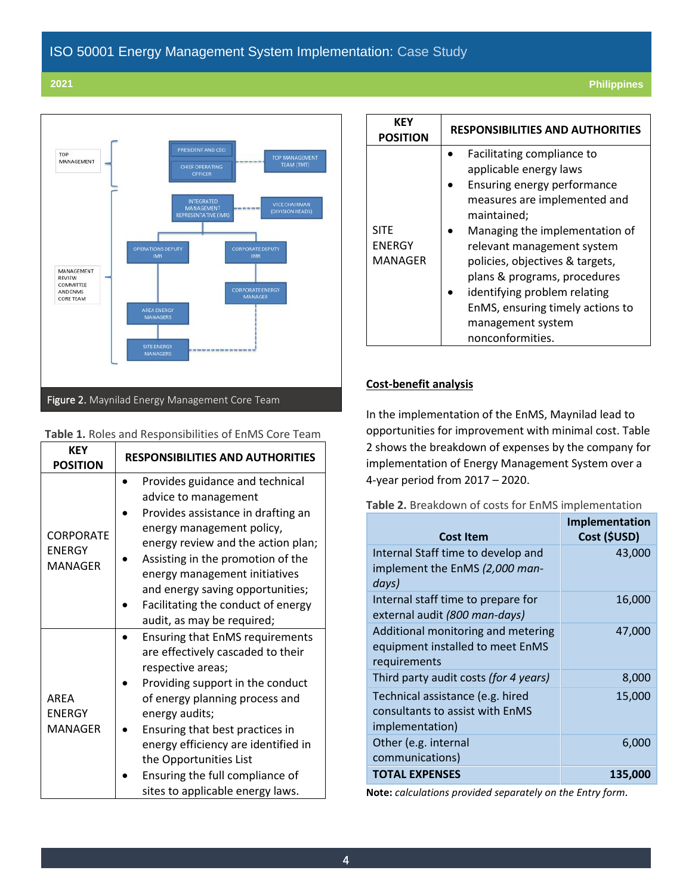Figure 2. Maynilad Energy Management Core Team

Table 1. Roles and Responsibilities of EnMS Core Team

| KEY POSITION | RESPONSIBILITIES AND AUTHORITIES |
|---|---|
| CORPORATE ENERGY MANAGER | • Provides guidance and technical advice to management<br>• Provides assistance in drafting an energy management policy, energy review and the action plan;<br>• Assisting in the promotion of the energy management initiatives and energy saving opportunities;<br>• Facilitating the conduct of energy audit, as may be required; |
| AREA ENERGY MANAGER | • Ensuring that EnMS requirements are effectively cascaded to their respective areas;<br>• Providing support in the conduct of energy planning process and energy audits;<br>• Ensuring that best practices in energy efficiency are identified in the Opportunities List<br>• Ensuring the full compliance of sites to applicable energy laws. |
| SITE ENERGY MANAGER | • Facilitating compliance to applicable energy laws<br>• Ensuring energy performance measures are implemented and maintained;<br>• Managing the implementation of relevant management system policies, objectives & targets, plans & programs, procedures<br>• identifying problem relating EnMS, ensuring timely actions to management system nonconformities. |

## Cost-benefit analysis

In the implementation of the EnMS, Maynilad lead to opportunities for improvement with minimal cost. Table 2 shows the breakdown of expenses by the company for implementation of Energy Management System over a 4-year period from 2017 – 2020.

Table 2. Breakdown of costs for EnMS implementation

| Cost Item | Implementation Cost ($USD) |
|---|---:|
| Internal Staff time to develop and implement the EnMS *(2,000 man-days)* | 43,000 |
| Internal staff time to prepare for external audit *(800 man-days)* | 16,000 |
| Additional monitoring and metering equipment installed to meet EnMS requirements | 47,000 |
| Third party audit costs *(for 4 years)* | 8,000 |
| Technical assistance (e.g. hired consultants to assist with EnMS implementation) | 15,000 |
| Other (e.g. internal communications) | 6,000 |
| **TOTAL EXPENSES** | **135,000** |

**Note:** *calculations provided separately on the Entry form.*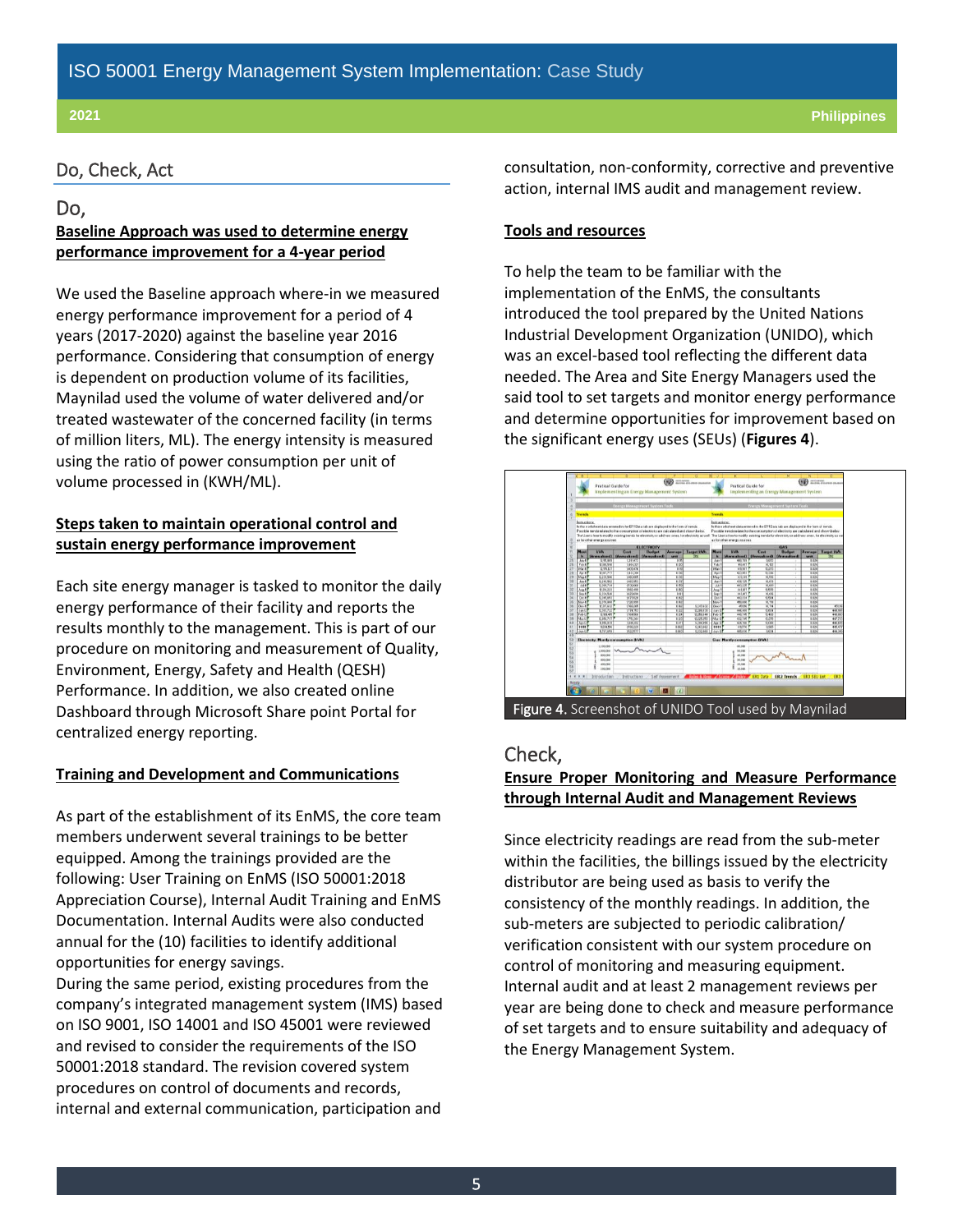## Do, Check, Act

### Do,

**Baseline Approach was used to determine energy performance improvement for a 4-year period**

We used the Baseline approach where-in we measured energy performance improvement for a period of 4 years (2017-2020) against the baseline year 2016 performance. Considering that consumption of energy is dependent on production volume of its facilities, Maynilad used the volume of water delivered and/or treated wastewater of the concerned facility (in terms of million liters, ML). The energy intensity is measured using the ratio of power consumption per unit of volume processed in (KWH/ML).

**Steps taken to maintain operational control and sustain energy performance improvement**

Each site energy manager is tasked to monitor the daily energy performance of their facility and reports the results monthly to the management. This is part of our procedure on monitoring and measurement of Quality, Environment, Energy, Safety and Health (QESH) Performance. In addition, we also created online Dashboard through Microsoft Share point Portal for centralized energy reporting.

**Training and Development and Communications**

As part of the establishment of its EnMS, the core team members underwent several trainings to be better equipped. Among the trainings provided are the following: User Training on EnMS (ISO 50001:2018 Appreciation Course), Internal Audit Training and EnMS Documentation. Internal Audits were also conducted annual for the (10) facilities to identify additional opportunities for energy savings.

During the same period, existing procedures from the company's integrated management system (IMS) based on ISO 9001, ISO 14001 and ISO 45001 were reviewed and revised to consider the requirements of the ISO 50001:2018 standard. The revision covered system procedures on control of documents and records, internal and external communication, participation and consultation, non-conformity, corrective and preventive action, internal IMS audit and management review.

**Tools and resources**

To help the team to be familiar with the implementation of the EnMS, the consultants introduced the tool prepared by the United Nations Industrial Development Organization (UNIDO), which was an excel-based tool reflecting the different data needed. The Area and Site Energy Managers used the said tool to set targets and monitor energy performance and determine opportunities for improvement based on the significant energy uses (SEUs) (**Figures 4**).

**Figure 4.** Screenshot of UNIDO Tool used by Maynilad

### Check,

**Ensure Proper Monitoring and Measure Performance through Internal Audit and Management Reviews**

Since electricity readings are read from the sub-meter within the facilities, the billings issued by the electricity distributor are being used as basis to verify the consistency of the monthly readings. In addition, the sub-meters are subjected to periodic calibration/ verification consistent with our system procedure on control of monitoring and measuring equipment. Internal audit and at least 2 management reviews per year are being done to check and measure performance of set targets and to ensure suitability and adequacy of the Energy Management System.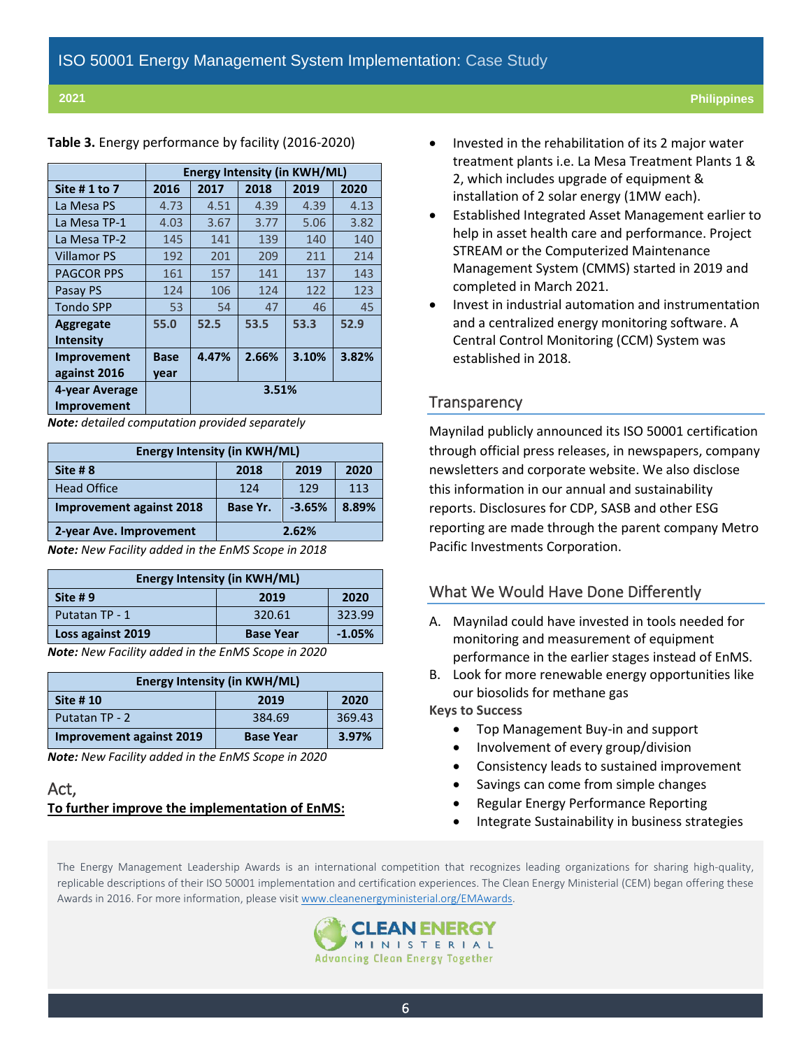**Table 3.** Energy performance by facility (2016-2020)

| | Energy Intensity (in KWH/ML) | | | | |
|---|---|---|---|---|---|
| **Site # 1 to 7** | **2016** | **2017** | **2018** | **2019** | **2020** |
| La Mesa PS | 4.73 | 4.51 | 4.39 | 4.39 | 4.13 |
| La Mesa TP-1 | 4.03 | 3.67 | 3.77 | 5.06 | 3.82 |
| La Mesa TP-2 | 145 | 141 | 139 | 140 | 140 |
| Villamor PS | 192 | 201 | 209 | 211 | 214 |
| PAGCOR PPS | 161 | 157 | 141 | 137 | 143 |
| Pasay PS | 124 | 106 | 124 | 122 | 123 |
| Tondo SPP | 53 | 54 | 47 | 46 | 45 |
| **Aggregate Intensity** | **55.0** | **52.5** | **53.5** | **53.3** | **52.9** |
| **Improvement against 2016** | **Base year** | **4.47%** | **2.66%** | **3.10%** | **3.82%** |
| **4-year Average Improvement** | | **3.51%** | | | |

***Note:*** *detailed computation provided separately*

| Energy Intensity (in KWH/ML) | | | |
|---|---|---|---|
| **Site # 8** | **2018** | **2019** | **2020** |
| Head Office | 124 | 129 | 113 |
| **Improvement against 2018** | **Base Yr.** | **-3.65%** | **8.89%** |
| **2-year Ave. Improvement** | **2.62%** | | |

***Note:*** *New Facility added in the EnMS Scope in 2018*

| Energy Intensity (in KWH/ML) | | |
|---|---|---|
| **Site # 9** | **2019** | **2020** |
| Putatan TP - 1 | 320.61 | 323.99 |
| **Loss against 2019** | **Base Year** | **-1.05%** |

***Note:*** *New Facility added in the EnMS Scope in 2020*

| Energy Intensity (in KWH/ML) | | |
|---|---|---|
| **Site # 10** | **2019** | **2020** |
| Putatan TP - 2 | 384.69 | 369.43 |
| **Improvement against 2019** | **Base Year** | **3.97%** |

***Note:*** *New Facility added in the EnMS Scope in 2020*

## Act,

**To further improve the implementation of EnMS:**

- Invested in the rehabilitation of its 2 major water treatment plants i.e. La Mesa Treatment Plants 1 & 2, which includes upgrade of equipment & installation of 2 solar energy (1MW each).
- Established Integrated Asset Management earlier to help in asset health care and performance. Project STREAM or the Computerized Maintenance Management System (CMMS) started in 2019 and completed in March 2021.
- Invest in industrial automation and instrumentation and a centralized energy monitoring software. A Central Control Monitoring (CCM) System was established in 2018.

## Transparency

Maynilad publicly announced its ISO 50001 certification through official press releases, in newspapers, company newsletters and corporate website. We also disclose this information in our annual and sustainability reports. Disclosures for CDP, SASB and other ESG reporting are made through the parent company Metro Pacific Investments Corporation.

## What We Would Have Done Differently

A. Maynilad could have invested in tools needed for monitoring and measurement of equipment performance in the earlier stages instead of EnMS.

B. Look for more renewable energy opportunities like our biosolids for methane gas

**Keys to Success**

- Top Management Buy-in and support
- Involvement of every group/division
- Consistency leads to sustained improvement
- Savings can come from simple changes
- Regular Energy Performance Reporting
- Integrate Sustainability in business strategies

The Energy Management Leadership Awards is an international competition that recognizes leading organizations for sharing high-quality, replicable descriptions of their ISO 50001 implementation and certification experiences. The Clean Energy Ministerial (CEM) began offering these Awards in 2016. For more information, please visit www.cleanenergyministerial.org/EMAwards.

CLEAN ENERGY MINISTERIAL
Advancing Clean Energy Together